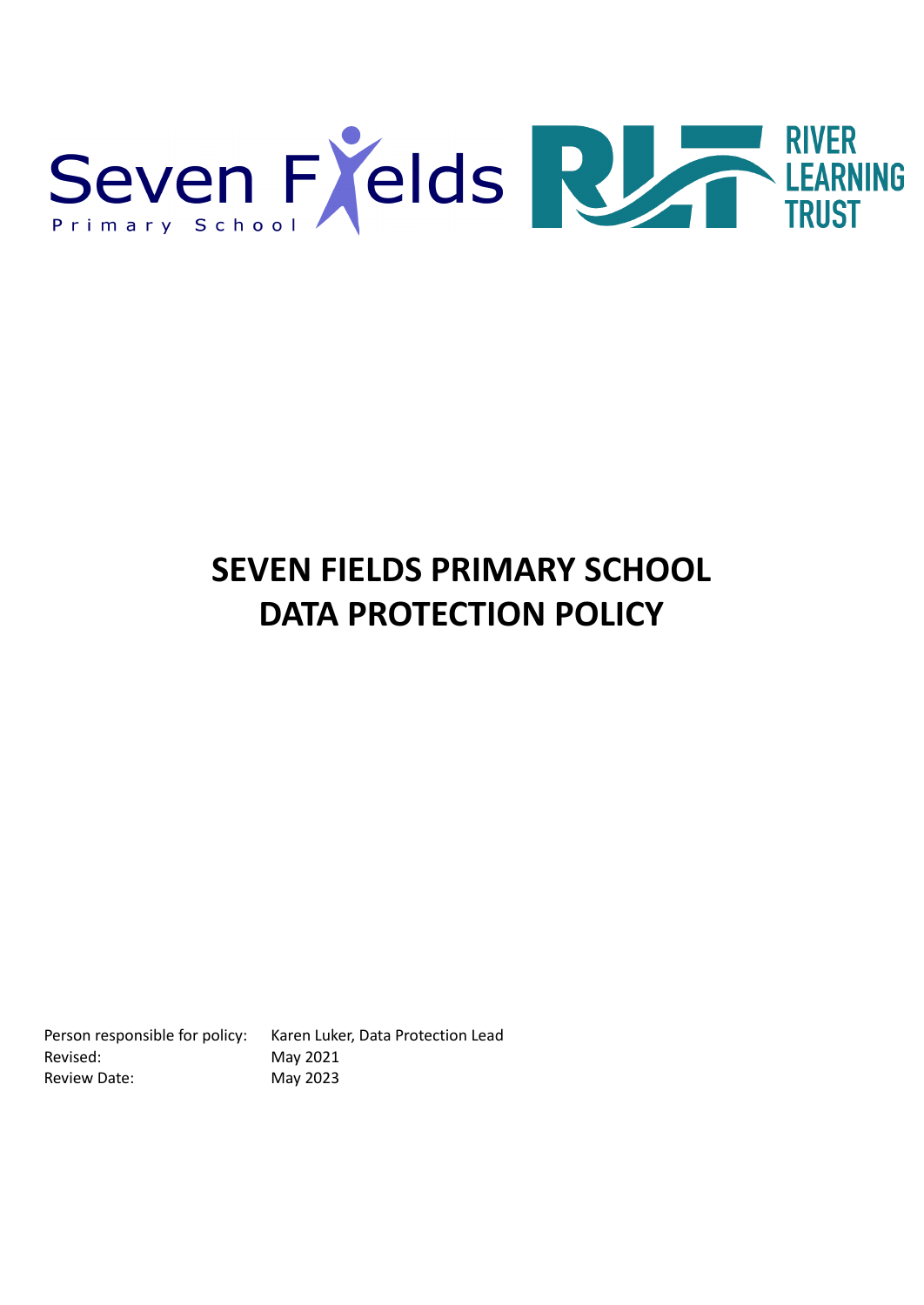# SEVEN FIELDS PRIMARY SCHOOL DATA PROTECTION POLICY

| | |
|---|---|
| Person responsible for policy: | Karen Luker, Data Protection Lead |
| Revised: | May 2021 |
| Review Date: | May 2023 |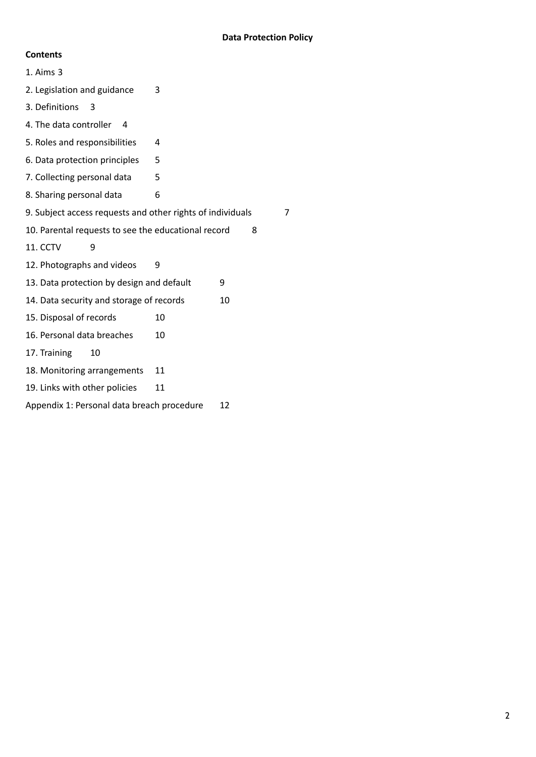**Data Protection Policy**

**Contents**

1. Aims 3
2. Legislation and guidance 3
3. Definitions 3
4. The data controller 4
5. Roles and responsibilities 4
6. Data protection principles 5
7. Collecting personal data 5
8. Sharing personal data 6
9. Subject access requests and other rights of individuals 7
10. Parental requests to see the educational record 8
11. CCTV 9
12. Photographs and videos 9
13. Data protection by design and default 9
14. Data security and storage of records 10
15. Disposal of records 10
16. Personal data breaches 10
17. Training 10
18. Monitoring arrangements 11
19. Links with other policies 11

Appendix 1: Personal data breach procedure 12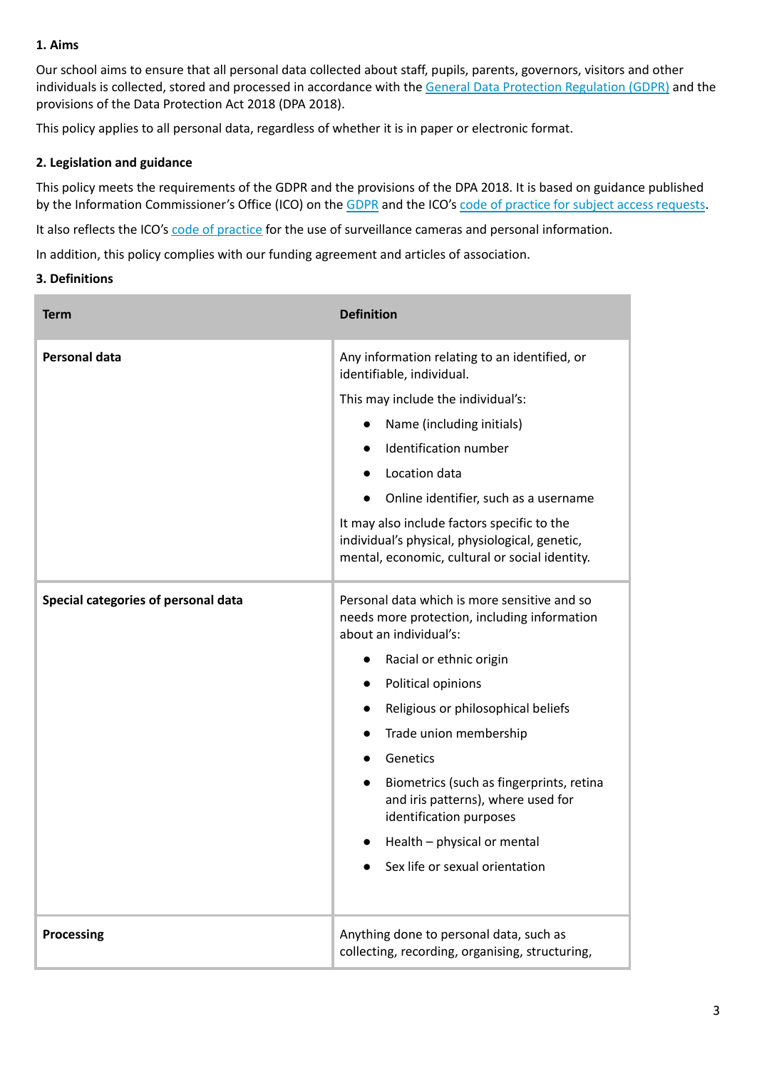**1. Aims**

Our school aims to ensure that all personal data collected about staff, pupils, parents, governors, visitors and other individuals is collected, stored and processed in accordance with the General Data Protection Regulation (GDPR) and the provisions of the Data Protection Act 2018 (DPA 2018).

This policy applies to all personal data, regardless of whether it is in paper or electronic format.

**2. Legislation and guidance**

This policy meets the requirements of the GDPR and the provisions of the DPA 2018. It is based on guidance published by the Information Commissioner's Office (ICO) on the GDPR and the ICO's code of practice for subject access requests.

It also reflects the ICO's code of practice for the use of surveillance cameras and personal information.

In addition, this policy complies with our funding agreement and articles of association.

**3. Definitions**

| Term | Definition |
|---|---|
| **Personal data** | Any information relating to an identified, or identifiable, individual.<br>This may include the individual's:<br>• Name (including initials)<br>• Identification number<br>• Location data<br>• Online identifier, such as a username<br>It may also include factors specific to the individual's physical, physiological, genetic, mental, economic, cultural or social identity. |
| **Special categories of personal data** | Personal data which is more sensitive and so needs more protection, including information about an individual's:<br>• Racial or ethnic origin<br>• Political opinions<br>• Religious or philosophical beliefs<br>• Trade union membership<br>• Genetics<br>• Biometrics (such as fingerprints, retina and iris patterns), where used for identification purposes<br>• Health – physical or mental<br>• Sex life or sexual orientation |
| **Processing** | Anything done to personal data, such as collecting, recording, organising, structuring, |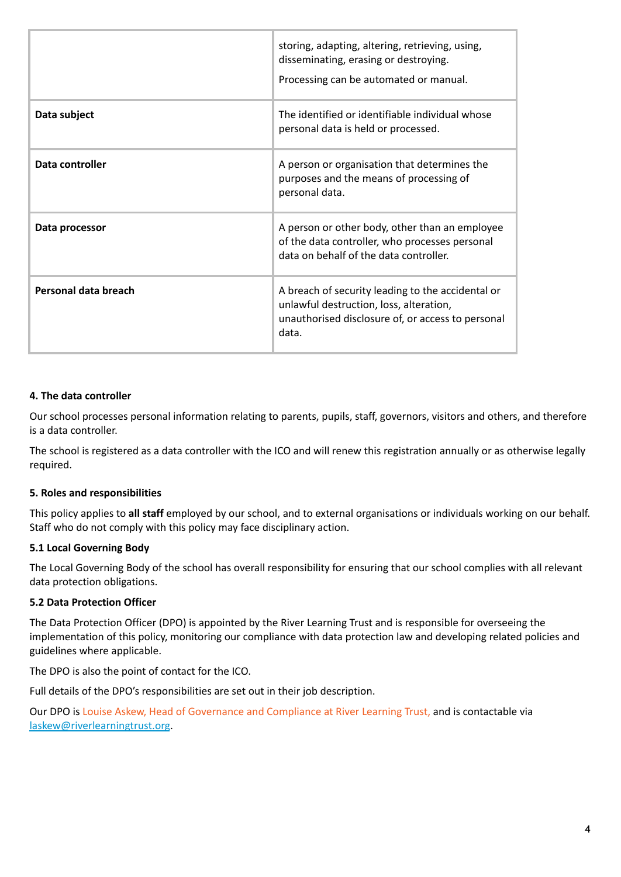| | |
|---|---|
| | storing, adapting, altering, retrieving, using, disseminating, erasing or destroying.<br><br>Processing can be automated or manual. |
| **Data subject** | The identified or identifiable individual whose personal data is held or processed. |
| **Data controller** | A person or organisation that determines the purposes and the means of processing of personal data. |
| **Data processor** | A person or other body, other than an employee of the data controller, who processes personal data on behalf of the data controller. |
| **Personal data breach** | A breach of security leading to the accidental or unlawful destruction, loss, alteration, unauthorised disclosure of, or access to personal data. |

#### 4. The data controller

Our school processes personal information relating to parents, pupils, staff, governors, visitors and others, and therefore is a data controller.

The school is registered as a data controller with the ICO and will renew this registration annually or as otherwise legally required.

#### 5. Roles and responsibilities

This policy applies to **all staff** employed by our school, and to external organisations or individuals working on our behalf. Staff who do not comply with this policy may face disciplinary action.

#### 5.1 Local Governing Body

The Local Governing Body of the school has overall responsibility for ensuring that our school complies with all relevant data protection obligations.

#### 5.2 Data Protection Officer

The Data Protection Officer (DPO) is appointed by the River Learning Trust and is responsible for overseeing the implementation of this policy, monitoring our compliance with data protection law and developing related policies and guidelines where applicable.

The DPO is also the point of contact for the ICO.

Full details of the DPO's responsibilities are set out in their job description.

Our DPO is Louise Askew, Head of Governance and Compliance at River Learning Trust, and is contactable via laskew@riverlearningtrust.org.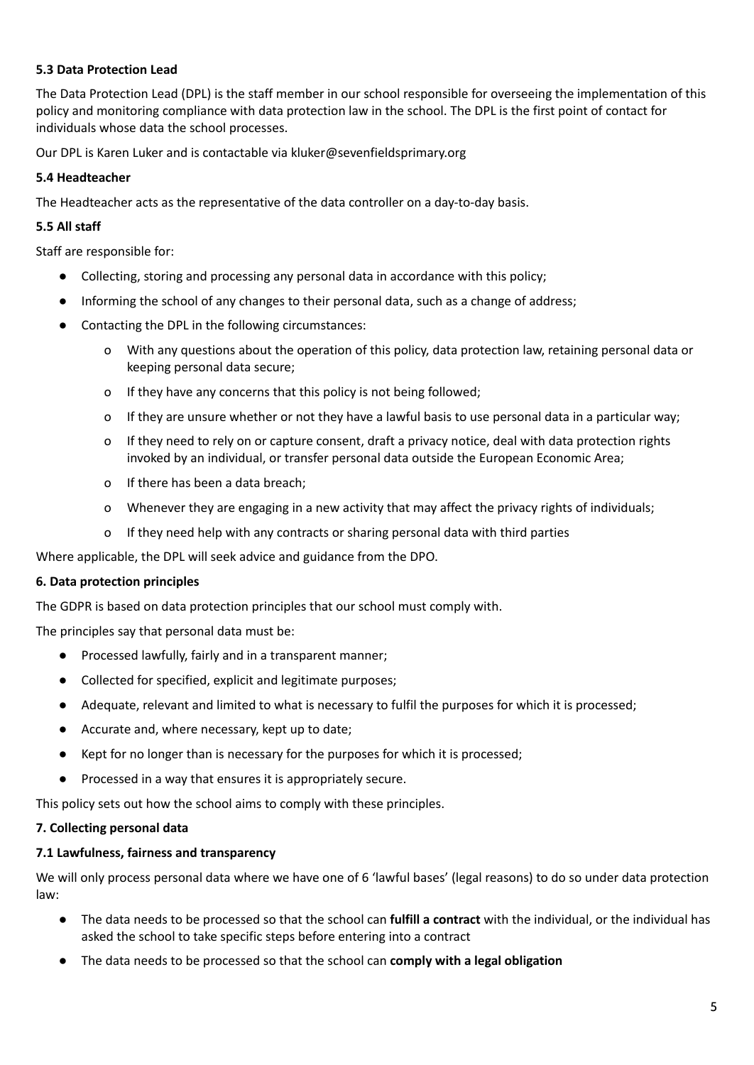### 5.3 Data Protection Lead

The Data Protection Lead (DPL) is the staff member in our school responsible for overseeing the implementation of this policy and monitoring compliance with data protection law in the school. The DPL is the first point of contact for individuals whose data the school processes.

Our DPL is Karen Luker and is contactable via kluker@sevenfieldsprimary.org

### 5.4 Headteacher

The Headteacher acts as the representative of the data controller on a day-to-day basis.

### 5.5 All staff

Staff are responsible for:

- Collecting, storing and processing any personal data in accordance with this policy;
- Informing the school of any changes to their personal data, such as a change of address;
- Contacting the DPL in the following circumstances:
    - With any questions about the operation of this policy, data protection law, retaining personal data or keeping personal data secure;
    - If they have any concerns that this policy is not being followed;
    - If they are unsure whether or not they have a lawful basis to use personal data in a particular way;
    - If they need to rely on or capture consent, draft a privacy notice, deal with data protection rights invoked by an individual, or transfer personal data outside the European Economic Area;
    - If there has been a data breach;
    - Whenever they are engaging in a new activity that may affect the privacy rights of individuals;
    - If they need help with any contracts or sharing personal data with third parties

Where applicable, the DPL will seek advice and guidance from the DPO.

## 6. Data protection principles

The GDPR is based on data protection principles that our school must comply with.

The principles say that personal data must be:

- Processed lawfully, fairly and in a transparent manner;
- Collected for specified, explicit and legitimate purposes;
- Adequate, relevant and limited to what is necessary to fulfil the purposes for which it is processed;
- Accurate and, where necessary, kept up to date;
- Kept for no longer than is necessary for the purposes for which it is processed;
- Processed in a way that ensures it is appropriately secure.

This policy sets out how the school aims to comply with these principles.

## 7. Collecting personal data

### 7.1 Lawfulness, fairness and transparency

We will only process personal data where we have one of 6 'lawful bases' (legal reasons) to do so under data protection law:

- The data needs to be processed so that the school can **fulfill a contract** with the individual, or the individual has asked the school to take specific steps before entering into a contract
- The data needs to be processed so that the school can **comply with a legal obligation**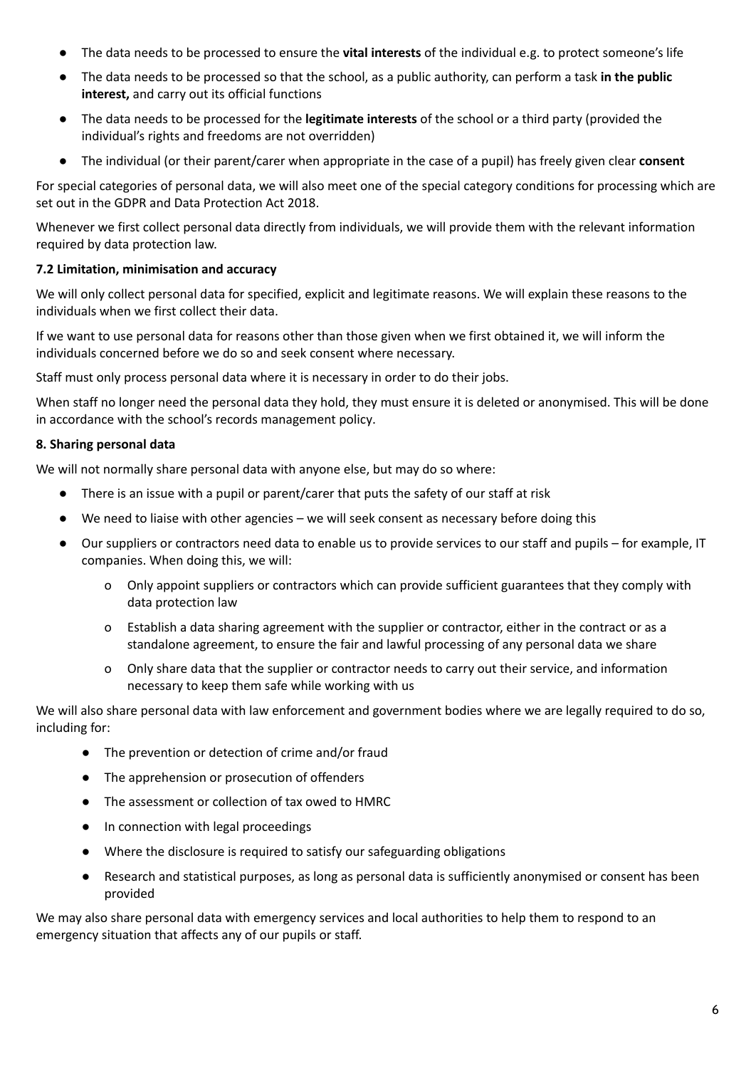- The data needs to be processed to ensure the **vital interests** of the individual e.g. to protect someone's life
- The data needs to be processed so that the school, as a public authority, can perform a task **in the public interest,** and carry out its official functions
- The data needs to be processed for the **legitimate interests** of the school or a third party (provided the individual's rights and freedoms are not overridden)
- The individual (or their parent/carer when appropriate in the case of a pupil) has freely given clear **consent**

For special categories of personal data, we will also meet one of the special category conditions for processing which are set out in the GDPR and Data Protection Act 2018.

Whenever we first collect personal data directly from individuals, we will provide them with the relevant information required by data protection law.

**7.2 Limitation, minimisation and accuracy**

We will only collect personal data for specified, explicit and legitimate reasons. We will explain these reasons to the individuals when we first collect their data.

If we want to use personal data for reasons other than those given when we first obtained it, we will inform the individuals concerned before we do so and seek consent where necessary.

Staff must only process personal data where it is necessary in order to do their jobs.

When staff no longer need the personal data they hold, they must ensure it is deleted or anonymised. This will be done in accordance with the school's records management policy.

**8. Sharing personal data**

We will not normally share personal data with anyone else, but may do so where:

- There is an issue with a pupil or parent/carer that puts the safety of our staff at risk
- We need to liaise with other agencies – we will seek consent as necessary before doing this
- Our suppliers or contractors need data to enable us to provide services to our staff and pupils – for example, IT companies. When doing this, we will:
  - Only appoint suppliers or contractors which can provide sufficient guarantees that they comply with data protection law
  - Establish a data sharing agreement with the supplier or contractor, either in the contract or as a standalone agreement, to ensure the fair and lawful processing of any personal data we share
  - Only share data that the supplier or contractor needs to carry out their service, and information necessary to keep them safe while working with us

We will also share personal data with law enforcement and government bodies where we are legally required to do so, including for:

- The prevention or detection of crime and/or fraud
- The apprehension or prosecution of offenders
- The assessment or collection of tax owed to HMRC
- In connection with legal proceedings
- Where the disclosure is required to satisfy our safeguarding obligations
- Research and statistical purposes, as long as personal data is sufficiently anonymised or consent has been provided

We may also share personal data with emergency services and local authorities to help them to respond to an emergency situation that affects any of our pupils or staff.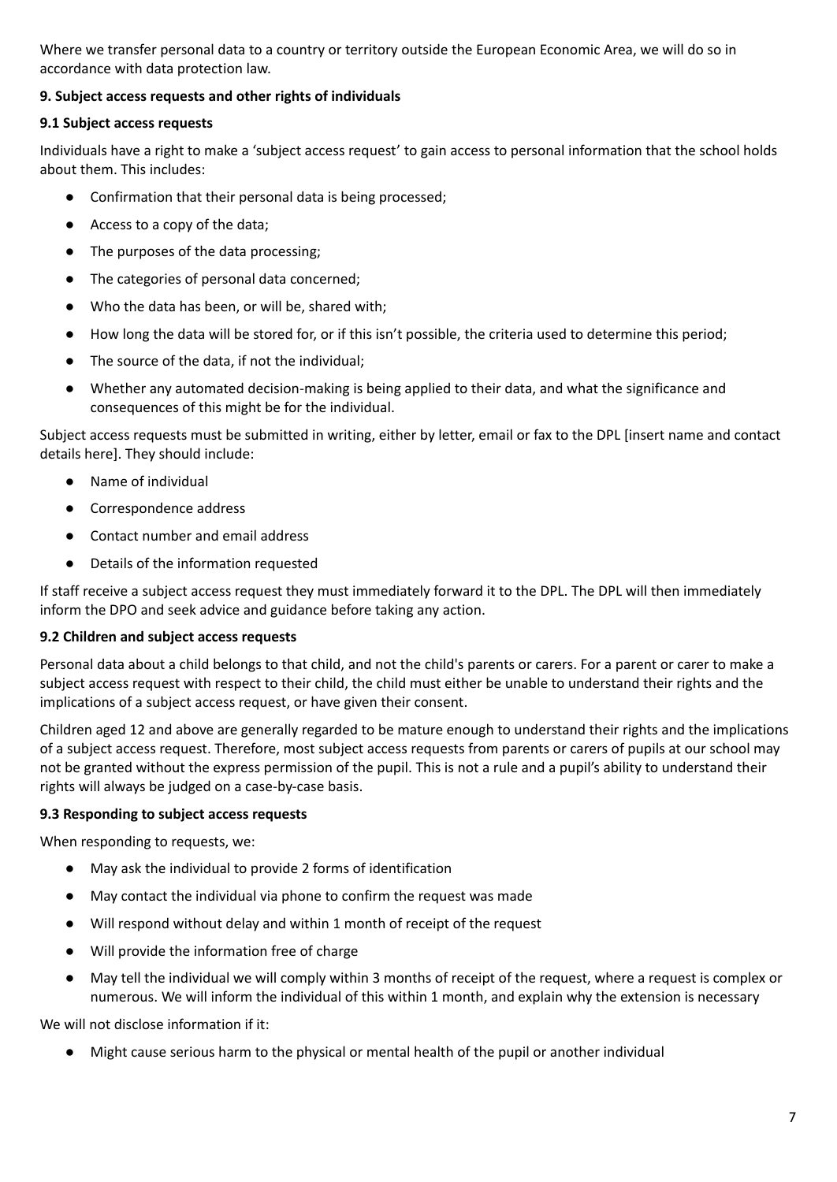Where we transfer personal data to a country or territory outside the European Economic Area, we will do so in accordance with data protection law.

### 9. Subject access requests and other rights of individuals

#### 9.1 Subject access requests

Individuals have a right to make a 'subject access request' to gain access to personal information that the school holds about them. This includes:

- Confirmation that their personal data is being processed;
- Access to a copy of the data;
- The purposes of the data processing;
- The categories of personal data concerned;
- Who the data has been, or will be, shared with;
- How long the data will be stored for, or if this isn't possible, the criteria used to determine this period;
- The source of the data, if not the individual;
- Whether any automated decision-making is being applied to their data, and what the significance and consequences of this might be for the individual.

Subject access requests must be submitted in writing, either by letter, email or fax to the DPL [insert name and contact details here]. They should include:

- Name of individual
- Correspondence address
- Contact number and email address
- Details of the information requested

If staff receive a subject access request they must immediately forward it to the DPL. The DPL will then immediately inform the DPO and seek advice and guidance before taking any action.

#### 9.2 Children and subject access requests

Personal data about a child belongs to that child, and not the child's parents or carers. For a parent or carer to make a subject access request with respect to their child, the child must either be unable to understand their rights and the implications of a subject access request, or have given their consent.

Children aged 12 and above are generally regarded to be mature enough to understand their rights and the implications of a subject access request. Therefore, most subject access requests from parents or carers of pupils at our school may not be granted without the express permission of the pupil. This is not a rule and a pupil's ability to understand their rights will always be judged on a case-by-case basis.

#### 9.3 Responding to subject access requests

When responding to requests, we:

- May ask the individual to provide 2 forms of identification
- May contact the individual via phone to confirm the request was made
- Will respond without delay and within 1 month of receipt of the request
- Will provide the information free of charge
- May tell the individual we will comply within 3 months of receipt of the request, where a request is complex or numerous. We will inform the individual of this within 1 month, and explain why the extension is necessary

We will not disclose information if it:

- Might cause serious harm to the physical or mental health of the pupil or another individual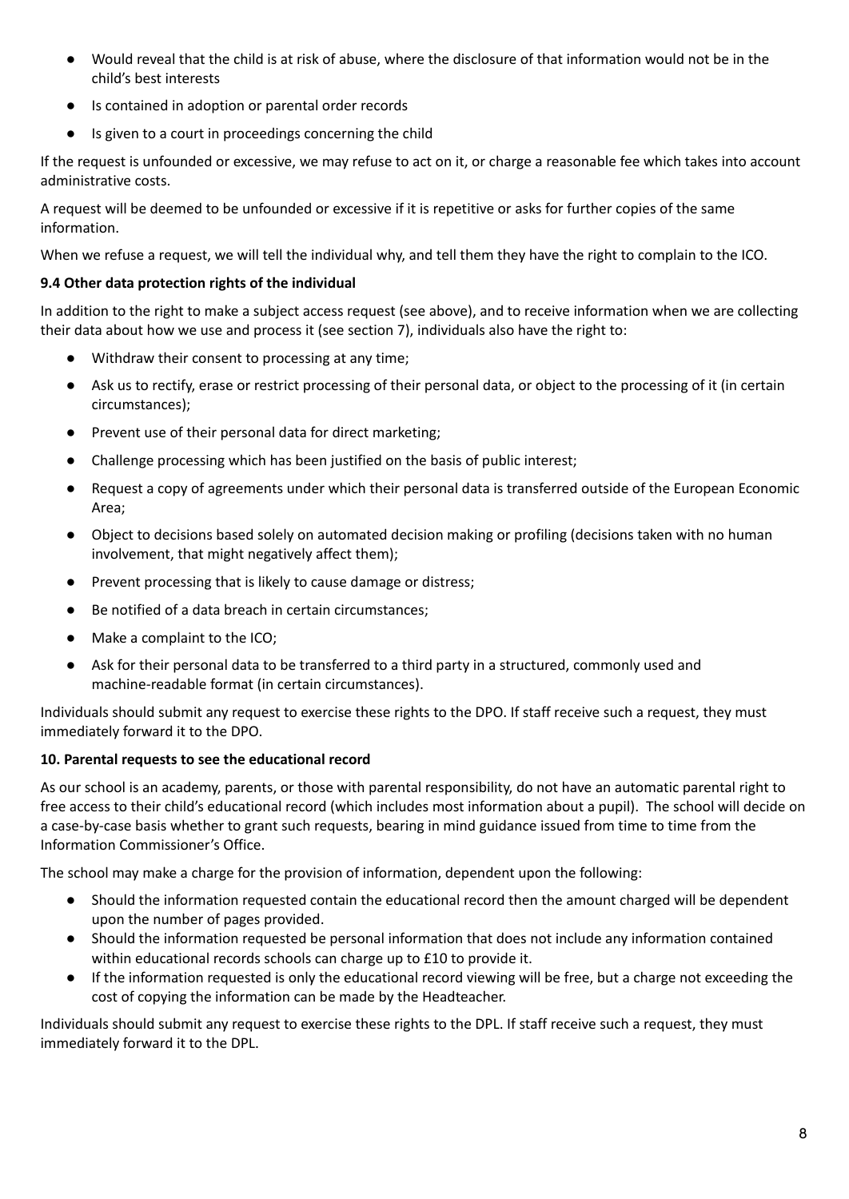- Would reveal that the child is at risk of abuse, where the disclosure of that information would not be in the child's best interests
- Is contained in adoption or parental order records
- Is given to a court in proceedings concerning the child

If the request is unfounded or excessive, we may refuse to act on it, or charge a reasonable fee which takes into account administrative costs.

A request will be deemed to be unfounded or excessive if it is repetitive or asks for further copies of the same information.

When we refuse a request, we will tell the individual why, and tell them they have the right to complain to the ICO.

**9.4 Other data protection rights of the individual**

In addition to the right to make a subject access request (see above), and to receive information when we are collecting their data about how we use and process it (see section 7), individuals also have the right to:

- Withdraw their consent to processing at any time;
- Ask us to rectify, erase or restrict processing of their personal data, or object to the processing of it (in certain circumstances);
- Prevent use of their personal data for direct marketing;
- Challenge processing which has been justified on the basis of public interest;
- Request a copy of agreements under which their personal data is transferred outside of the European Economic Area;
- Object to decisions based solely on automated decision making or profiling (decisions taken with no human involvement, that might negatively affect them);
- Prevent processing that is likely to cause damage or distress;
- Be notified of a data breach in certain circumstances;
- Make a complaint to the ICO;
- Ask for their personal data to be transferred to a third party in a structured, commonly used and machine-readable format (in certain circumstances).

Individuals should submit any request to exercise these rights to the DPO. If staff receive such a request, they must immediately forward it to the DPO.

**10. Parental requests to see the educational record**

As our school is an academy, parents, or those with parental responsibility, do not have an automatic parental right to free access to their child's educational record (which includes most information about a pupil). The school will decide on a case-by-case basis whether to grant such requests, bearing in mind guidance issued from time to time from the Information Commissioner's Office.

The school may make a charge for the provision of information, dependent upon the following:

- Should the information requested contain the educational record then the amount charged will be dependent upon the number of pages provided.
- Should the information requested be personal information that does not include any information contained within educational records schools can charge up to £10 to provide it.
- If the information requested is only the educational record viewing will be free, but a charge not exceeding the cost of copying the information can be made by the Headteacher.

Individuals should submit any request to exercise these rights to the DPL. If staff receive such a request, they must immediately forward it to the DPL.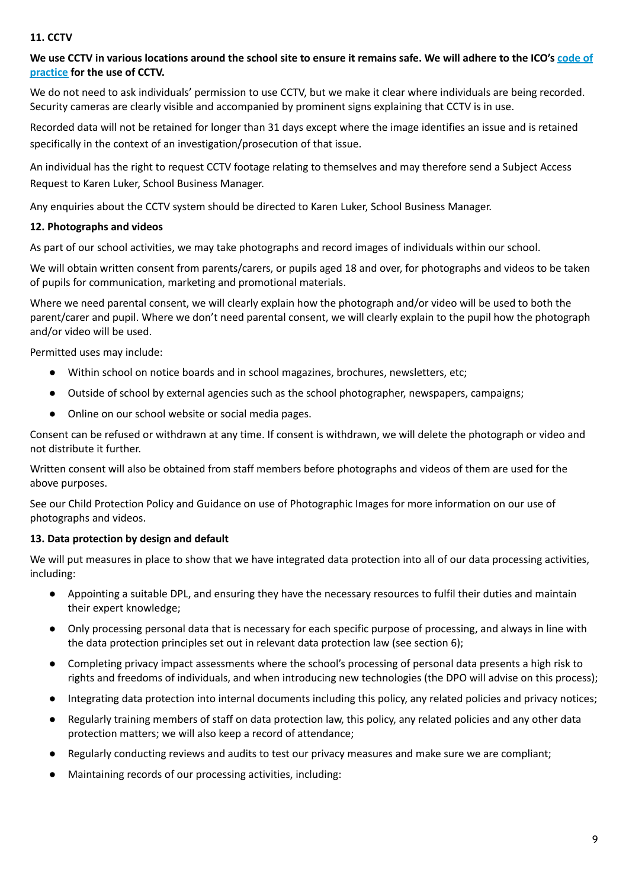**11. CCTV**

**We use CCTV in various locations around the school site to ensure it remains safe. We will adhere to the ICO's code of practice for the use of CCTV.**

We do not need to ask individuals' permission to use CCTV, but we make it clear where individuals are being recorded. Security cameras are clearly visible and accompanied by prominent signs explaining that CCTV is in use.

Recorded data will not be retained for longer than 31 days except where the image identifies an issue and is retained specifically in the context of an investigation/prosecution of that issue.

An individual has the right to request CCTV footage relating to themselves and may therefore send a Subject Access Request to Karen Luker, School Business Manager.

Any enquiries about the CCTV system should be directed to Karen Luker, School Business Manager.

**12. Photographs and videos**

As part of our school activities, we may take photographs and record images of individuals within our school.

We will obtain written consent from parents/carers, or pupils aged 18 and over, for photographs and videos to be taken of pupils for communication, marketing and promotional materials.

Where we need parental consent, we will clearly explain how the photograph and/or video will be used to both the parent/carer and pupil. Where we don't need parental consent, we will clearly explain to the pupil how the photograph and/or video will be used.

Permitted uses may include:

- Within school on notice boards and in school magazines, brochures, newsletters, etc;
- Outside of school by external agencies such as the school photographer, newspapers, campaigns;
- Online on our school website or social media pages.

Consent can be refused or withdrawn at any time. If consent is withdrawn, we will delete the photograph or video and not distribute it further.

Written consent will also be obtained from staff members before photographs and videos of them are used for the above purposes.

See our Child Protection Policy and Guidance on use of Photographic Images for more information on our use of photographs and videos.

**13. Data protection by design and default**

We will put measures in place to show that we have integrated data protection into all of our data processing activities, including:

- Appointing a suitable DPL, and ensuring they have the necessary resources to fulfil their duties and maintain their expert knowledge;
- Only processing personal data that is necessary for each specific purpose of processing, and always in line with the data protection principles set out in relevant data protection law (see section 6);
- Completing privacy impact assessments where the school's processing of personal data presents a high risk to rights and freedoms of individuals, and when introducing new technologies (the DPO will advise on this process);
- Integrating data protection into internal documents including this policy, any related policies and privacy notices;
- Regularly training members of staff on data protection law, this policy, any related policies and any other data protection matters; we will also keep a record of attendance;
- Regularly conducting reviews and audits to test our privacy measures and make sure we are compliant;
- Maintaining records of our processing activities, including: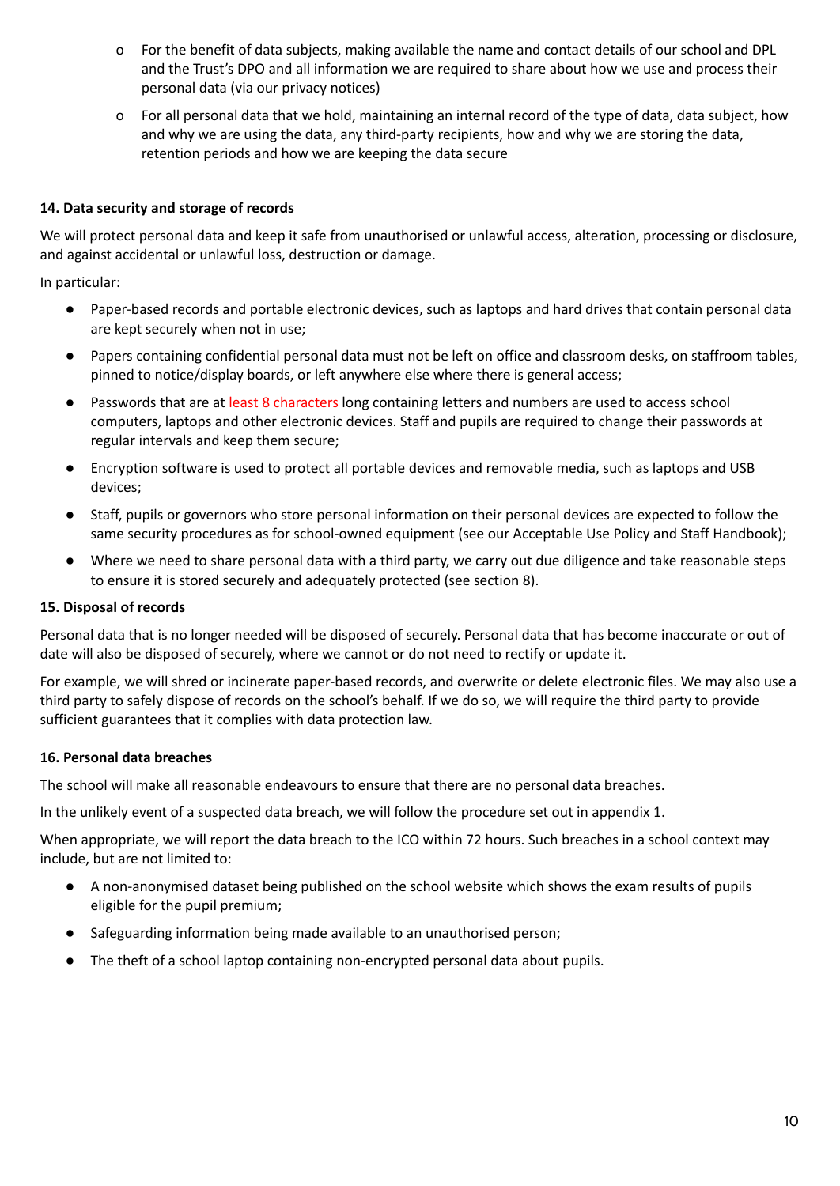- For the benefit of data subjects, making available the name and contact details of our school and DPL and the Trust's DPO and all information we are required to share about how we use and process their personal data (via our privacy notices)
- For all personal data that we hold, maintaining an internal record of the type of data, data subject, how and why we are using the data, any third-party recipients, how and why we are storing the data, retention periods and how we are keeping the data secure

**14. Data security and storage of records**

We will protect personal data and keep it safe from unauthorised or unlawful access, alteration, processing or disclosure, and against accidental or unlawful loss, destruction or damage.

In particular:

- Paper-based records and portable electronic devices, such as laptops and hard drives that contain personal data are kept securely when not in use;
- Papers containing confidential personal data must not be left on office and classroom desks, on staffroom tables, pinned to notice/display boards, or left anywhere else where there is general access;
- Passwords that are at least 8 characters long containing letters and numbers are used to access school computers, laptops and other electronic devices. Staff and pupils are required to change their passwords at regular intervals and keep them secure;
- Encryption software is used to protect all portable devices and removable media, such as laptops and USB devices;
- Staff, pupils or governors who store personal information on their personal devices are expected to follow the same security procedures as for school-owned equipment (see our Acceptable Use Policy and Staff Handbook);
- Where we need to share personal data with a third party, we carry out due diligence and take reasonable steps to ensure it is stored securely and adequately protected (see section 8).

**15. Disposal of records**

Personal data that is no longer needed will be disposed of securely. Personal data that has become inaccurate or out of date will also be disposed of securely, where we cannot or do not need to rectify or update it.

For example, we will shred or incinerate paper-based records, and overwrite or delete electronic files. We may also use a third party to safely dispose of records on the school's behalf. If we do so, we will require the third party to provide sufficient guarantees that it complies with data protection law.

**16. Personal data breaches**

The school will make all reasonable endeavours to ensure that there are no personal data breaches.

In the unlikely event of a suspected data breach, we will follow the procedure set out in appendix 1.

When appropriate, we will report the data breach to the ICO within 72 hours. Such breaches in a school context may include, but are not limited to:

- A non-anonymised dataset being published on the school website which shows the exam results of pupils eligible for the pupil premium;
- Safeguarding information being made available to an unauthorised person;
- The theft of a school laptop containing non-encrypted personal data about pupils.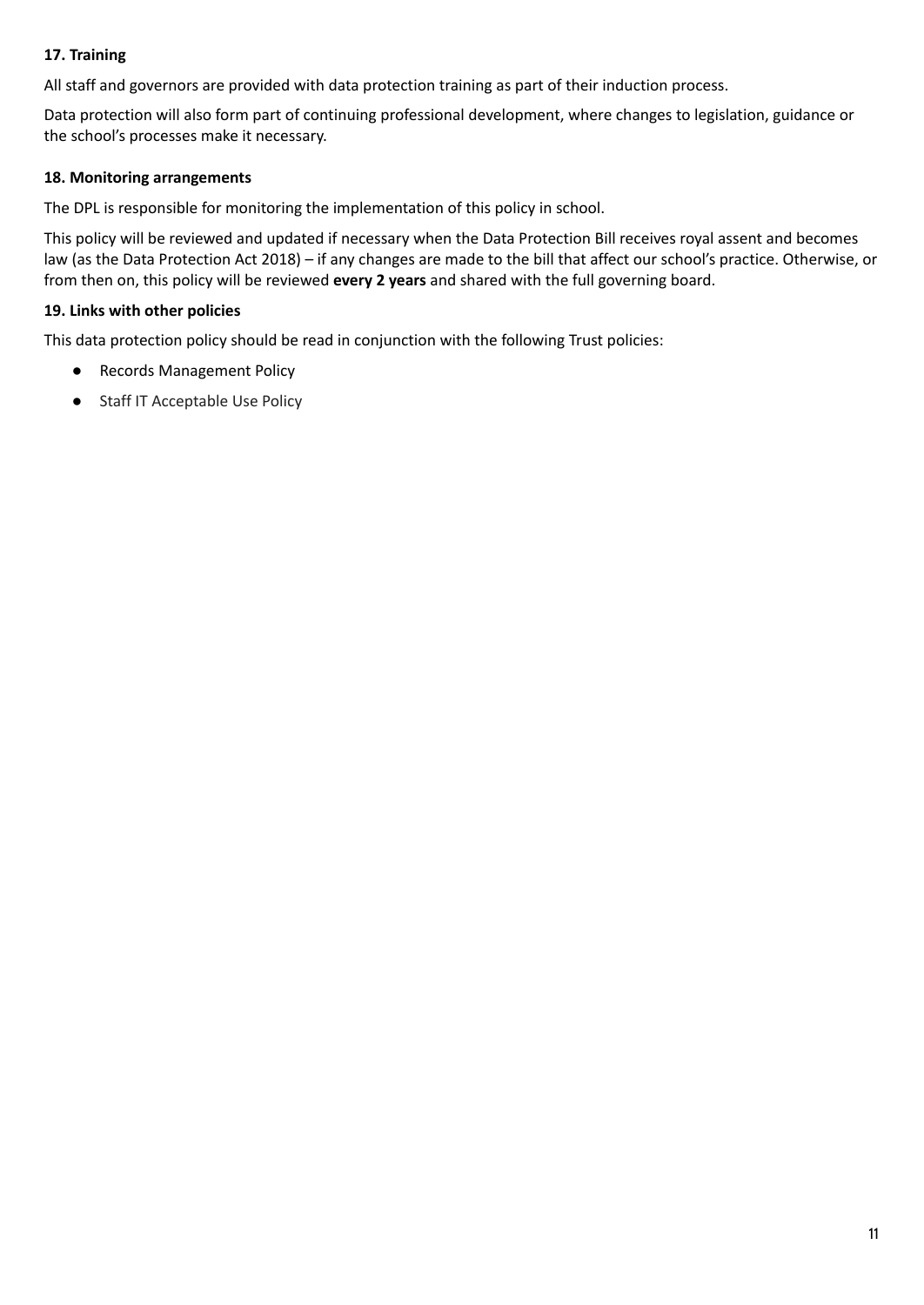**17. Training**

All staff and governors are provided with data protection training as part of their induction process.

Data protection will also form part of continuing professional development, where changes to legislation, guidance or the school's processes make it necessary.

**18. Monitoring arrangements**

The DPL is responsible for monitoring the implementation of this policy in school.

This policy will be reviewed and updated if necessary when the Data Protection Bill receives royal assent and becomes law (as the Data Protection Act 2018) – if any changes are made to the bill that affect our school's practice. Otherwise, or from then on, this policy will be reviewed **every 2 years** and shared with the full governing board.

**19. Links with other policies**

This data protection policy should be read in conjunction with the following Trust policies:

- Records Management Policy
- Staff IT Acceptable Use Policy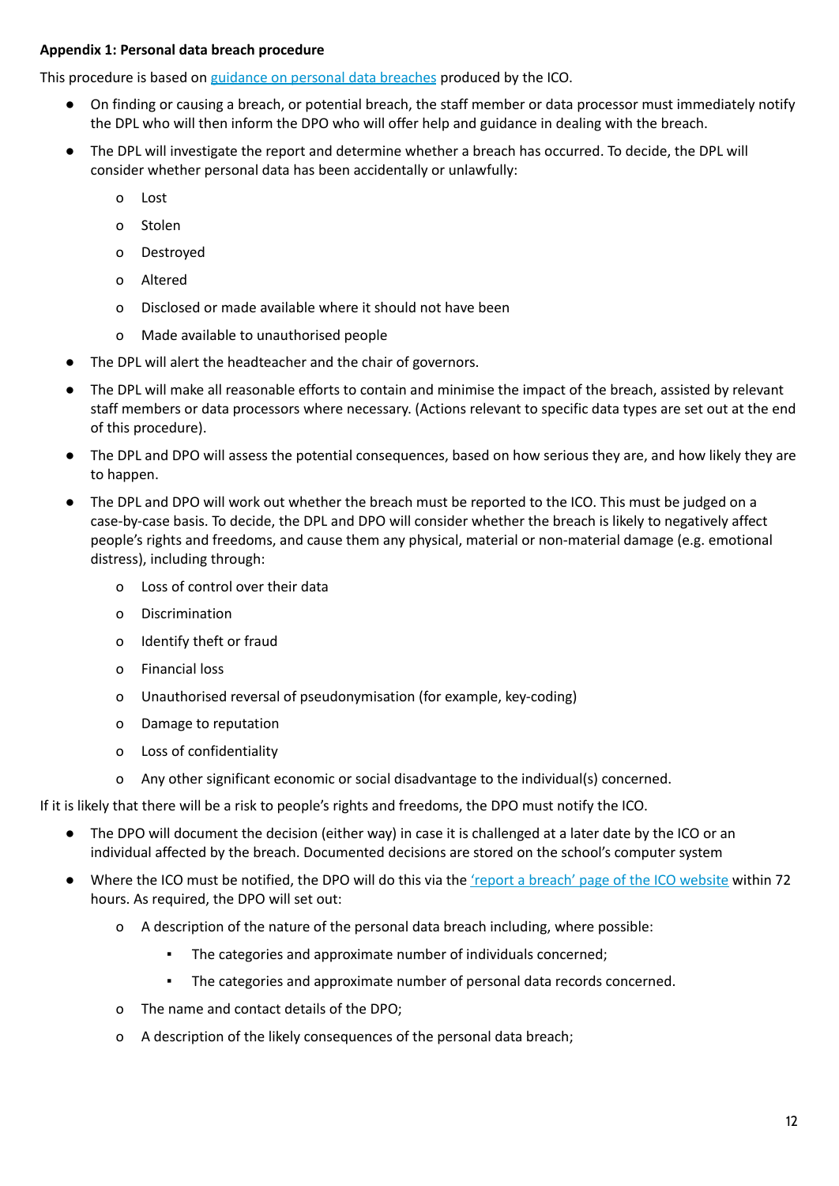**Appendix 1: Personal data breach procedure**

This procedure is based on [guidance on personal data breaches](#) produced by the ICO.

- On finding or causing a breach, or potential breach, the staff member or data processor must immediately notify the DPL who will then inform the DPO who will offer help and guidance in dealing with the breach.
- The DPL will investigate the report and determine whether a breach has occurred. To decide, the DPL will consider whether personal data has been accidentally or unlawfully:
  - Lost
  - Stolen
  - Destroyed
  - Altered
  - Disclosed or made available where it should not have been
  - Made available to unauthorised people
- The DPL will alert the headteacher and the chair of governors.
- The DPL will make all reasonable efforts to contain and minimise the impact of the breach, assisted by relevant staff members or data processors where necessary. (Actions relevant to specific data types are set out at the end of this procedure).
- The DPL and DPO will assess the potential consequences, based on how serious they are, and how likely they are to happen.
- The DPL and DPO will work out whether the breach must be reported to the ICO. This must be judged on a case-by-case basis. To decide, the DPL and DPO will consider whether the breach is likely to negatively affect people's rights and freedoms, and cause them any physical, material or non-material damage (e.g. emotional distress), including through:
  - Loss of control over their data
  - Discrimination
  - Identify theft or fraud
  - Financial loss
  - Unauthorised reversal of pseudonymisation (for example, key-coding)
  - Damage to reputation
  - Loss of confidentiality
  - Any other significant economic or social disadvantage to the individual(s) concerned.

If it is likely that there will be a risk to people's rights and freedoms, the DPO must notify the ICO.

- The DPO will document the decision (either way) in case it is challenged at a later date by the ICO or an individual affected by the breach. Documented decisions are stored on the school's computer system
- Where the ICO must be notified, the DPO will do this via the ['report a breach' page of the ICO website](#) within 72 hours. As required, the DPO will set out:
  - A description of the nature of the personal data breach including, where possible:
    - The categories and approximate number of individuals concerned;
    - The categories and approximate number of personal data records concerned.
  - The name and contact details of the DPO;
  - A description of the likely consequences of the personal data breach;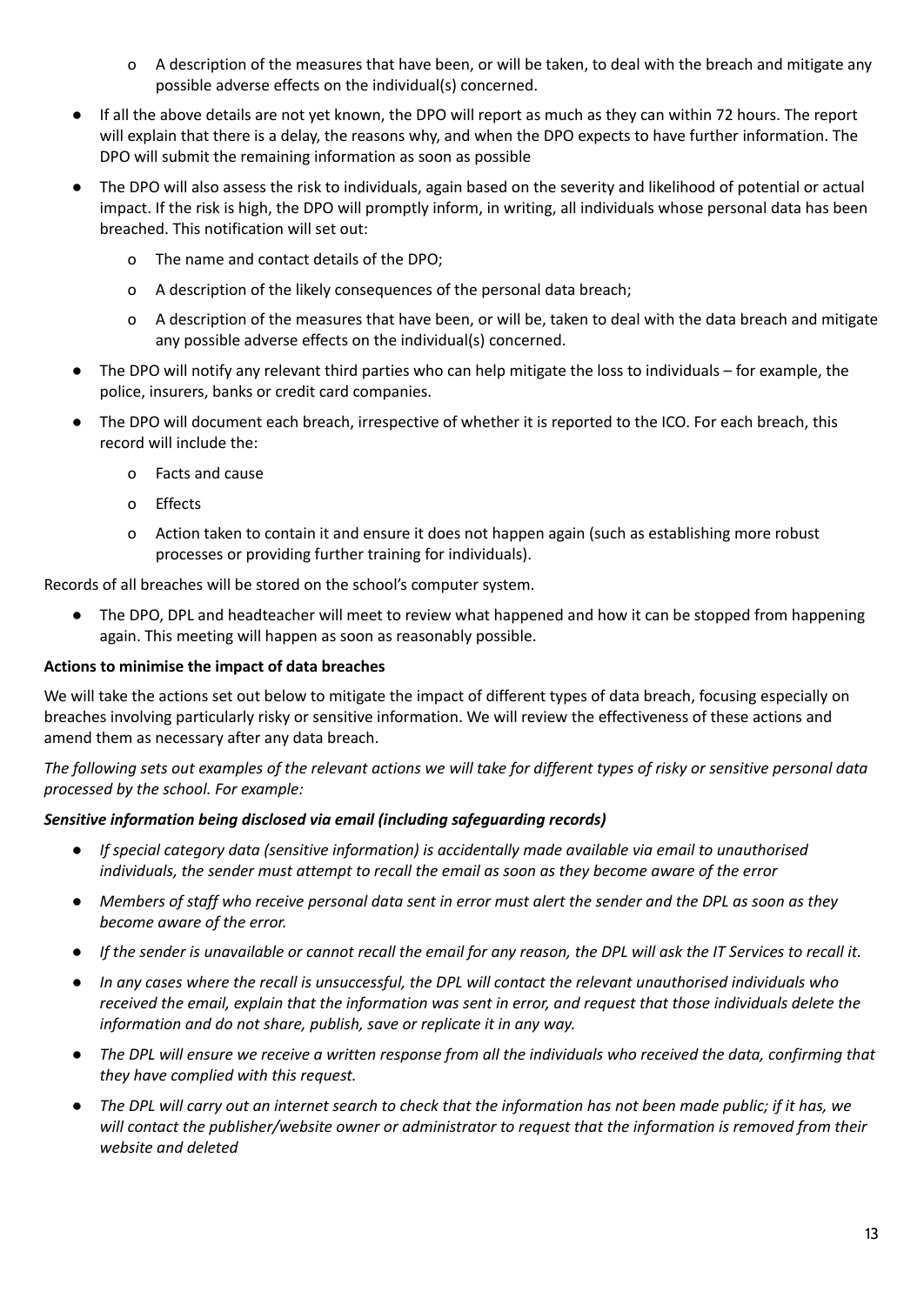- A description of the measures that have been, or will be taken, to deal with the breach and mitigate any possible adverse effects on the individual(s) concerned.

- If all the above details are not yet known, the DPO will report as much as they can within 72 hours. The report will explain that there is a delay, the reasons why, and when the DPO expects to have further information. The DPO will submit the remaining information as soon as possible
- The DPO will also assess the risk to individuals, again based on the severity and likelihood of potential or actual impact. If the risk is high, the DPO will promptly inform, in writing, all individuals whose personal data has been breached. This notification will set out:
  - The name and contact details of the DPO;
  - A description of the likely consequences of the personal data breach;
  - A description of the measures that have been, or will be, taken to deal with the data breach and mitigate any possible adverse effects on the individual(s) concerned.
- The DPO will notify any relevant third parties who can help mitigate the loss to individuals – for example, the police, insurers, banks or credit card companies.
- The DPO will document each breach, irrespective of whether it is reported to the ICO. For each breach, this record will include the:
  - Facts and cause
  - Effects
  - Action taken to contain it and ensure it does not happen again (such as establishing more robust processes or providing further training for individuals).

Records of all breaches will be stored on the school's computer system.

- The DPO, DPL and headteacher will meet to review what happened and how it can be stopped from happening again. This meeting will happen as soon as reasonably possible.

**Actions to minimise the impact of data breaches**

We will take the actions set out below to mitigate the impact of different types of data breach, focusing especially on breaches involving particularly risky or sensitive information. We will review the effectiveness of these actions and amend them as necessary after any data breach.

*The following sets out examples of the relevant actions we will take for different types of risky or sensitive personal data processed by the school. For example:*

***Sensitive information being disclosed via email (including safeguarding records)***

- *If special category data (sensitive information) is accidentally made available via email to unauthorised individuals, the sender must attempt to recall the email as soon as they become aware of the error*
- *Members of staff who receive personal data sent in error must alert the sender and the DPL as soon as they become aware of the error.*
- *If the sender is unavailable or cannot recall the email for any reason, the DPL will ask the IT Services to recall it.*
- *In any cases where the recall is unsuccessful, the DPL will contact the relevant unauthorised individuals who received the email, explain that the information was sent in error, and request that those individuals delete the information and do not share, publish, save or replicate it in any way.*
- *The DPL will ensure we receive a written response from all the individuals who received the data, confirming that they have complied with this request.*
- *The DPL will carry out an internet search to check that the information has not been made public; if it has, we will contact the publisher/website owner or administrator to request that the information is removed from their website and deleted*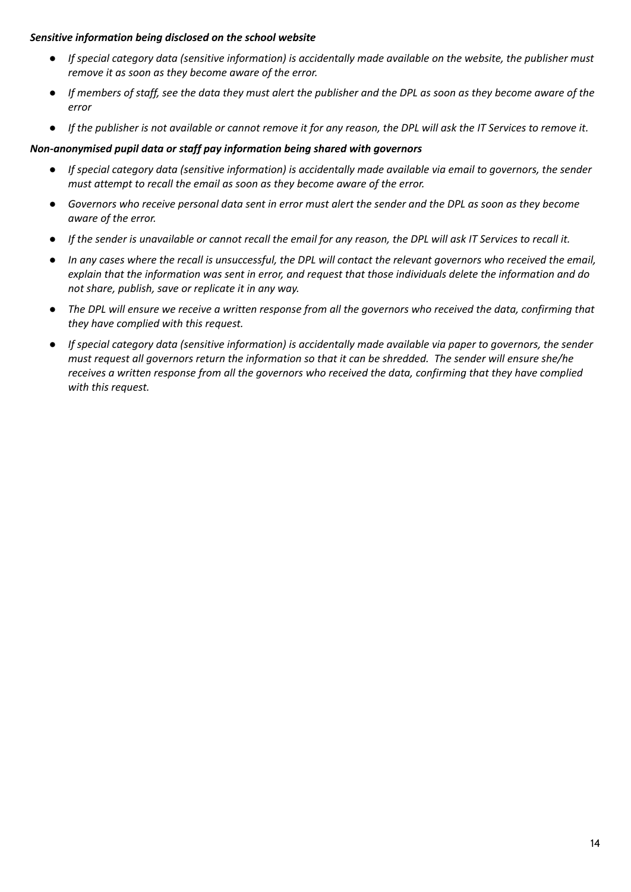***Sensitive information being disclosed on the school website***

- *If special category data (sensitive information) is accidentally made available on the website, the publisher must remove it as soon as they become aware of the error.*
- *If members of staff, see the data they must alert the publisher and the DPL as soon as they become aware of the error*
- *If the publisher is not available or cannot remove it for any reason, the DPL will ask the IT Services to remove it.*

***Non-anonymised pupil data or staff pay information being shared with governors***

- *If special category data (sensitive information) is accidentally made available via email to governors, the sender must attempt to recall the email as soon as they become aware of the error.*
- *Governors who receive personal data sent in error must alert the sender and the DPL as soon as they become aware of the error.*
- *If the sender is unavailable or cannot recall the email for any reason, the DPL will ask IT Services to recall it.*
- *In any cases where the recall is unsuccessful, the DPL will contact the relevant governors who received the email, explain that the information was sent in error, and request that those individuals delete the information and do not share, publish, save or replicate it in any way.*
- *The DPL will ensure we receive a written response from all the governors who received the data, confirming that they have complied with this request.*
- *If special category data (sensitive information) is accidentally made available via paper to governors, the sender must request all governors return the information so that it can be shredded. The sender will ensure she/he receives a written response from all the governors who received the data, confirming that they have complied with this request.*